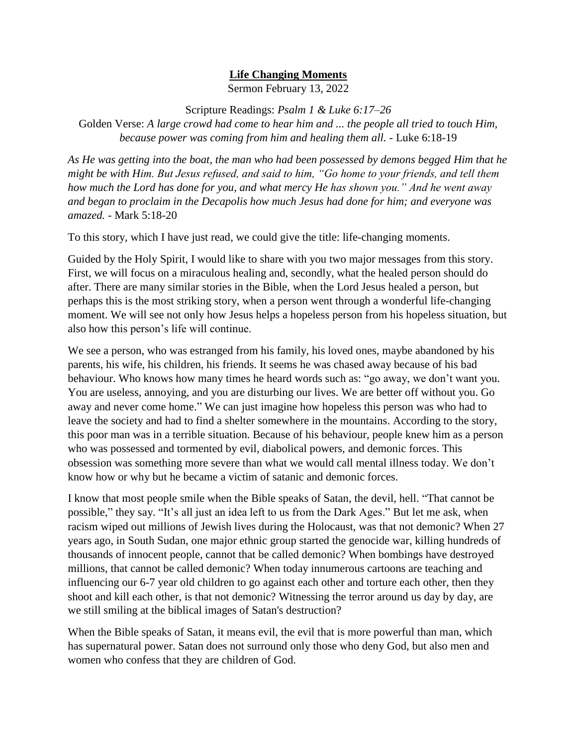# **Life Changing Moments**

Sermon February 13, 2022

Scripture Readings: *Psalm 1 & Luke 6:17–26*

Golden Verse: *A large crowd had come to hear him and ... the people all tried to touch Him, because power was coming from him and healing them all.* - Luke 6:18-19

*As He was getting into the boat, the man who had been possessed by demons begged Him that he might be with Him. But Jesus refused, and said to him, "Go home to your friends, and tell them how much the Lord has done for you, and what mercy He has shown you." And he went away and began to proclaim in the Decapolis how much Jesus had done for him; and everyone was amazed.* - Mark 5:18-20

To this story, which I have just read, we could give the title: life-changing moments.

Guided by the Holy Spirit, I would like to share with you two major messages from this story. First, we will focus on a miraculous healing and, secondly, what the healed person should do after. There are many similar stories in the Bible, when the Lord Jesus healed a person, but perhaps this is the most striking story, when a person went through a wonderful life-changing moment. We will see not only how Jesus helps a hopeless person from his hopeless situation, but also how this person's life will continue.

We see a person, who was estranged from his family, his loved ones, maybe abandoned by his parents, his wife, his children, his friends. It seems he was chased away because of his bad behaviour. Who knows how many times he heard words such as: "go away, we don't want you. You are useless, annoying, and you are disturbing our lives. We are better off without you. Go away and never come home." We can just imagine how hopeless this person was who had to leave the society and had to find a shelter somewhere in the mountains. According to the story, this poor man was in a terrible situation. Because of his behaviour, people knew him as a person who was possessed and tormented by evil, diabolical powers, and demonic forces. This obsession was something more severe than what we would call mental illness today. We don't know how or why but he became a victim of satanic and demonic forces.

I know that most people smile when the Bible speaks of Satan, the devil, hell. "That cannot be possible," they say. "It's all just an idea left to us from the Dark Ages." But let me ask, when racism wiped out millions of Jewish lives during the Holocaust, was that not demonic? When 27 years ago, in South Sudan, one major ethnic group started the genocide war, killing hundreds of thousands of innocent people, cannot that be called demonic? When bombings have destroyed millions, that cannot be called demonic? When today innumerous cartoons are teaching and influencing our 6-7 year old children to go against each other and torture each other, then they shoot and kill each other, is that not demonic? Witnessing the terror around us day by day, are we still smiling at the biblical images of Satan's destruction?

When the Bible speaks of Satan, it means evil, the evil that is more powerful than man, which has supernatural power. Satan does not surround only those who deny God, but also men and women who confess that they are children of God.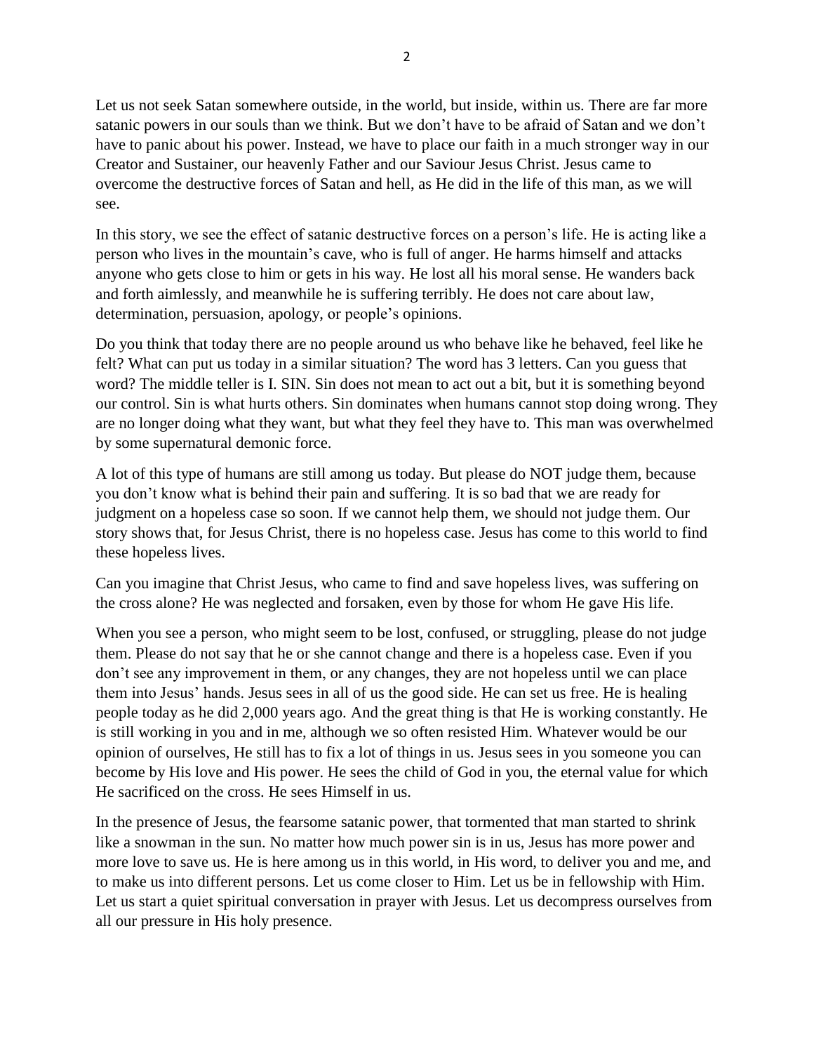Let us not seek Satan somewhere outside, in the world, but inside, within us. There are far more satanic powers in our souls than we think. But we don't have to be afraid of Satan and we don't have to panic about his power. Instead, we have to place our faith in a much stronger way in our Creator and Sustainer, our heavenly Father and our Saviour Jesus Christ. Jesus came to overcome the destructive forces of Satan and hell, as He did in the life of this man, as we will see.

In this story, we see the effect of satanic destructive forces on a person's life. He is acting like a person who lives in the mountain's cave, who is full of anger. He harms himself and attacks anyone who gets close to him or gets in his way. He lost all his moral sense. He wanders back and forth aimlessly, and meanwhile he is suffering terribly. He does not care about law, determination, persuasion, apology, or people's opinions.

Do you think that today there are no people around us who behave like he behaved, feel like he felt? What can put us today in a similar situation? The word has 3 letters. Can you guess that word? The middle teller is I. SIN. Sin does not mean to act out a bit, but it is something beyond our control. Sin is what hurts others. Sin dominates when humans cannot stop doing wrong. They are no longer doing what they want, but what they feel they have to. This man was overwhelmed by some supernatural demonic force.

A lot of this type of humans are still among us today. But please do NOT judge them, because you don't know what is behind their pain and suffering. It is so bad that we are ready for judgment on a hopeless case so soon. If we cannot help them, we should not judge them. Our story shows that, for Jesus Christ, there is no hopeless case. Jesus has come to this world to find these hopeless lives.

Can you imagine that Christ Jesus, who came to find and save hopeless lives, was suffering on the cross alone? He was neglected and forsaken, even by those for whom He gave His life.

When you see a person, who might seem to be lost, confused, or struggling, please do not judge them. Please do not say that he or she cannot change and there is a hopeless case. Even if you don't see any improvement in them, or any changes, they are not hopeless until we can place them into Jesus' hands. Jesus sees in all of us the good side. He can set us free. He is healing people today as he did 2,000 years ago. And the great thing is that He is working constantly. He is still working in you and in me, although we so often resisted Him. Whatever would be our opinion of ourselves, He still has to fix a lot of things in us. Jesus sees in you someone you can become by His love and His power. He sees the child of God in you, the eternal value for which He sacrificed on the cross. He sees Himself in us.

In the presence of Jesus, the fearsome satanic power, that tormented that man started to shrink like a snowman in the sun. No matter how much power sin is in us, Jesus has more power and more love to save us. He is here among us in this world, in His word, to deliver you and me, and to make us into different persons. Let us come closer to Him. Let us be in fellowship with Him. Let us start a quiet spiritual conversation in prayer with Jesus. Let us decompress ourselves from all our pressure in His holy presence.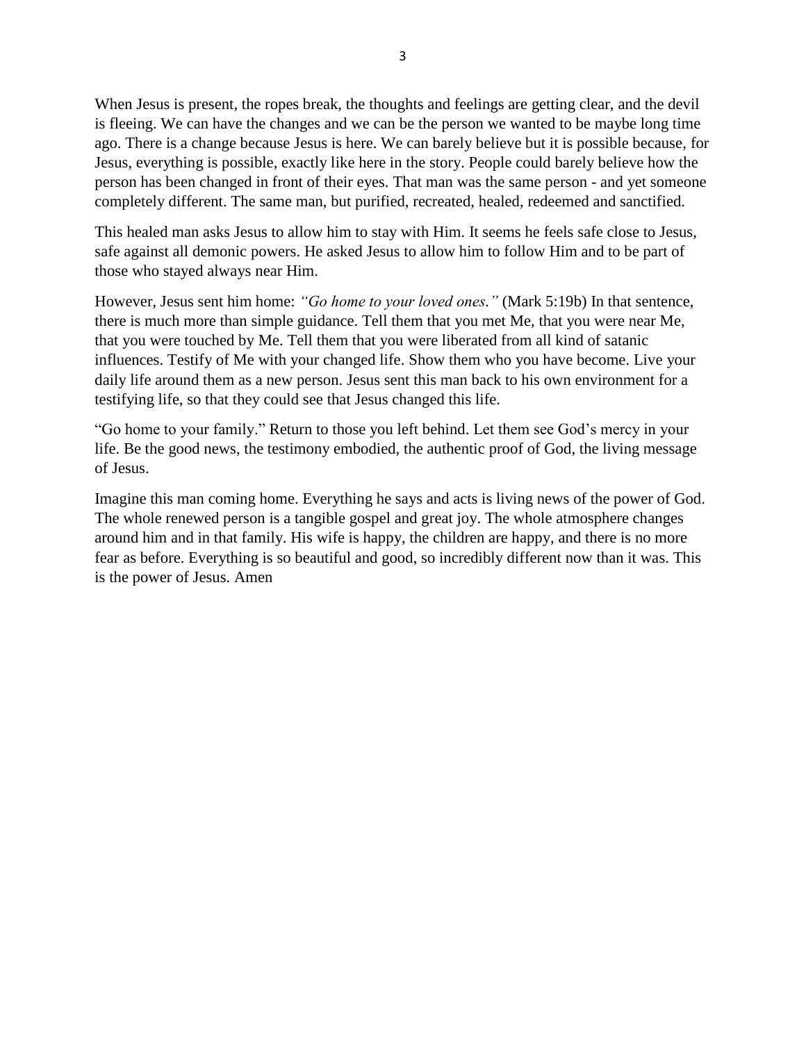When Jesus is present, the ropes break, the thoughts and feelings are getting clear, and the devil is fleeing. We can have the changes and we can be the person we wanted to be maybe long time ago. There is a change because Jesus is here. We can barely believe but it is possible because, for Jesus, everything is possible, exactly like here in the story. People could barely believe how the person has been changed in front of their eyes. That man was the same person - and yet someone completely different. The same man, but purified, recreated, healed, redeemed and sanctified.

This healed man asks Jesus to allow him to stay with Him. It seems he feels safe close to Jesus, safe against all demonic powers. He asked Jesus to allow him to follow Him and to be part of those who stayed always near Him.

However, Jesus sent him home: *"Go home to your loved ones."* (Mark 5:19b) In that sentence, there is much more than simple guidance. Tell them that you met Me, that you were near Me, that you were touched by Me. Tell them that you were liberated from all kind of satanic influences. Testify of Me with your changed life. Show them who you have become. Live your daily life around them as a new person. Jesus sent this man back to his own environment for a testifying life, so that they could see that Jesus changed this life.

"Go home to your family." Return to those you left behind. Let them see God's mercy in your life. Be the good news, the testimony embodied, the authentic proof of God, the living message of Jesus.

Imagine this man coming home. Everything he says and acts is living news of the power of God. The whole renewed person is a tangible gospel and great joy. The whole atmosphere changes around him and in that family. His wife is happy, the children are happy, and there is no more fear as before. Everything is so beautiful and good, so incredibly different now than it was. This is the power of Jesus. Amen